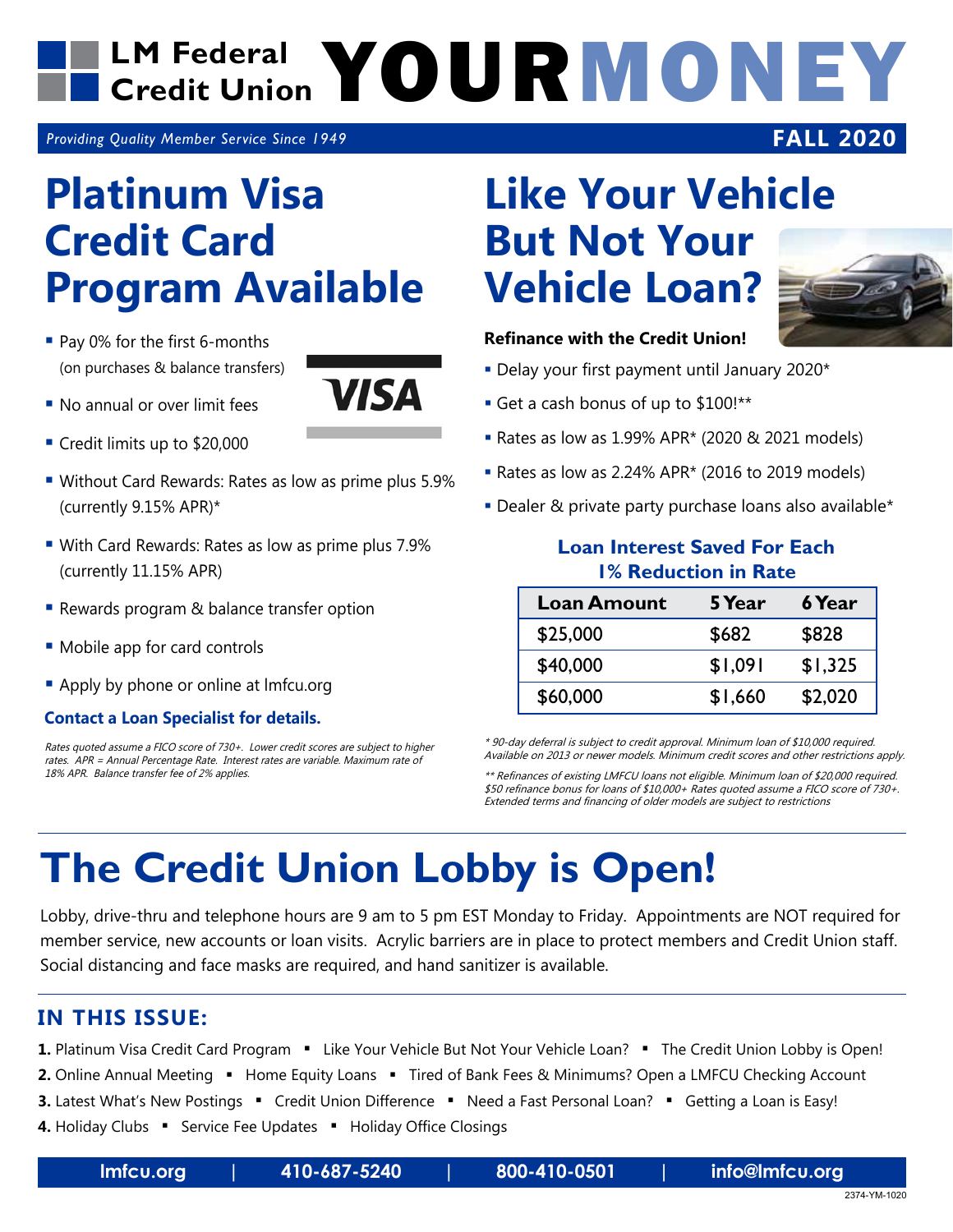# LM Federal Credit Union YOURMONEY

*Providing Quality Member Service Since 1949* **FALL 2020**

## Platinum Visa Credit Card Program Available

- Pay 0% for the first 6-months (on purchases & balance transfers)
- No annual or over limit fees
- Credit limits up to $20,000
- Without Card Rewards: Rates as low as prime plus 5.9% (currently 9.15% APR)*
- With Card Rewards: Rates as low as prime plus 7.9% (currently 11.15% APR)
- Rewards program & balance transfer option
- Mobile app for card controls
- Apply by phone or online at lmfcu.org

**Contact a Loan Specialist for details.**

*Rates quoted assume a FICO score of 730+. Lower credit scores are subject to higher rates. APR = Annual Percentage Rate. Interest rates are variable. Maximum rate of 18% APR. Balance transfer fee of 2% applies.*

## Like Your Vehicle But Not Your Vehicle Loan?

**Refinance with the Credit Union!**

- Delay your first payment until January 2020*
- Get a cash bonus of up to $100!**
- Rates as low as 1.99% APR* (2020 & 2021 models)
- Rates as low as 2.24% APR* (2016 to 2019 models)
- Dealer & private party purchase loans also available*

**Loan Interest Saved For Each 1% Reduction in Rate**

| Loan Amount | 5 Year | 6 Year |
|---|---|---|
| $25,000 | $682 | $828 |
| $40,000 | $1,091 | $1,325 |
| $60,000 | $1,660 | $2,020 |

*\* 90-day deferral is subject to credit approval. Minimum loan of $10,000 required. Available on 2013 or newer models. Minimum credit scores and other restrictions apply.*

*\*\* Refinances of existing LMFCU loans not eligible. Minimum loan of $20,000 required. $50 refinance bonus for loans of $10,000+ Rates quoted assume a FICO score of 730+. Extended terms and financing of older models are subject to restrictions*

## The Credit Union Lobby is Open!

Lobby, drive-thru and telephone hours are 9 am to 5 pm EST Monday to Friday. Appointments are NOT required for member service, new accounts or loan visits. Acrylic barriers are in place to protect members and Credit Union staff. Social distancing and face masks are required, and hand sanitizer is available.

### IN THIS ISSUE:

**1.** Platinum Visa Credit Card Program ▪ Like Your Vehicle But Not Your Vehicle Loan? ▪ The Credit Union Lobby is Open!
**2.** Online Annual Meeting ▪ Home Equity Loans ▪ Tired of Bank Fees & Minimums? Open a LMFCU Checking Account
**3.** Latest What's New Postings ▪ Credit Union Difference ▪ Need a Fast Personal Loan? ▪ Getting a Loan is Easy!
**4.** Holiday Clubs ▪ Service Fee Updates ▪ Holiday Office Closings

lmfcu.org | 410-687-5240 | 800-410-0501 | info@lmfcu.org

2374-YM-1020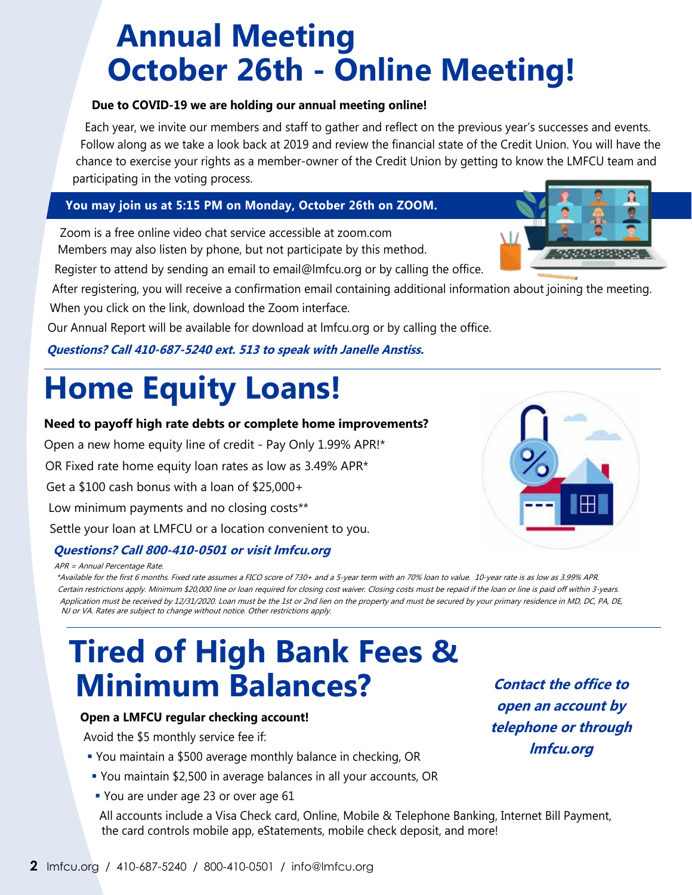# Annual Meeting October 26th - Online Meeting!

**Due to COVID-19 we are holding our annual meeting online!**

Each year, we invite our members and staff to gather and reflect on the previous year's successes and events. Follow along as we take a look back at 2019 and review the financial state of the Credit Union. You will have the chance to exercise your rights as a member-owner of the Credit Union by getting to know the LMFCU team and participating in the voting process.

**You may join us at 5:15 PM on Monday, October 26th on ZOOM.**

Zoom is a free online video chat service accessible at zoom.com

Members may also listen by phone, but not participate by this method.

Register to attend by sending an email to email@lmfcu.org or by calling the office.

After registering, you will receive a confirmation email containing additional information about joining the meeting.

When you click on the link, download the Zoom interface.

Our Annual Report will be available for download at lmfcu.org or by calling the office.

***Questions? Call 410-687-5240 ext. 513 to speak with Janelle Anstiss.***

# Home Equity Loans!

**Need to payoff high rate debts or complete home improvements?**

Open a new home equity line of credit - Pay Only 1.99% APR!*

OR Fixed rate home equity loan rates as low as 3.49% APR*

Get a $100 cash bonus with a loan of $25,000+

Low minimum payments and no closing costs**

Settle your loan at LMFCU or a location convenient to you.

***Questions? Call 800-410-0501 or visit lmfcu.org***

*APR = Annual Percentage Rate.*

**Available for the first 6 months. Fixed rate assumes a FICO score of 730+ and a 5-year term with an 70% loan to value. 10-year rate is as low as 3.99% APR. Certain restrictions apply. Minimum $20,000 line or loan required for closing cost waiver. Closing costs must be repaid if the loan or line is paid off within 3-years. Application must be received by 12/31/2020. Loan must be the 1st or 2nd lien on the property and must be secured by your primary residence in MD, DC, PA, DE, NJ or VA. Rates are subject to change without notice. Other restrictions apply.*

# Tired of High Bank Fees & Minimum Balances?

**Open a LMFCU regular checking account!**

Avoid the $5 monthly service fee if:

- You maintain a $500 average monthly balance in checking, OR
- You maintain $2,500 in average balances in all your accounts, OR
- You are under age 23 or over age 61

All accounts include a Visa Check card, Online, Mobile & Telephone Banking, Internet Bill Payment, the card controls mobile app, eStatements, mobile check deposit, and more!

***Contact the office to open an account by telephone or through lmfcu.org***

lmfcu.org / 410-687-5240 / 800-410-0501 / info@lmfcu.org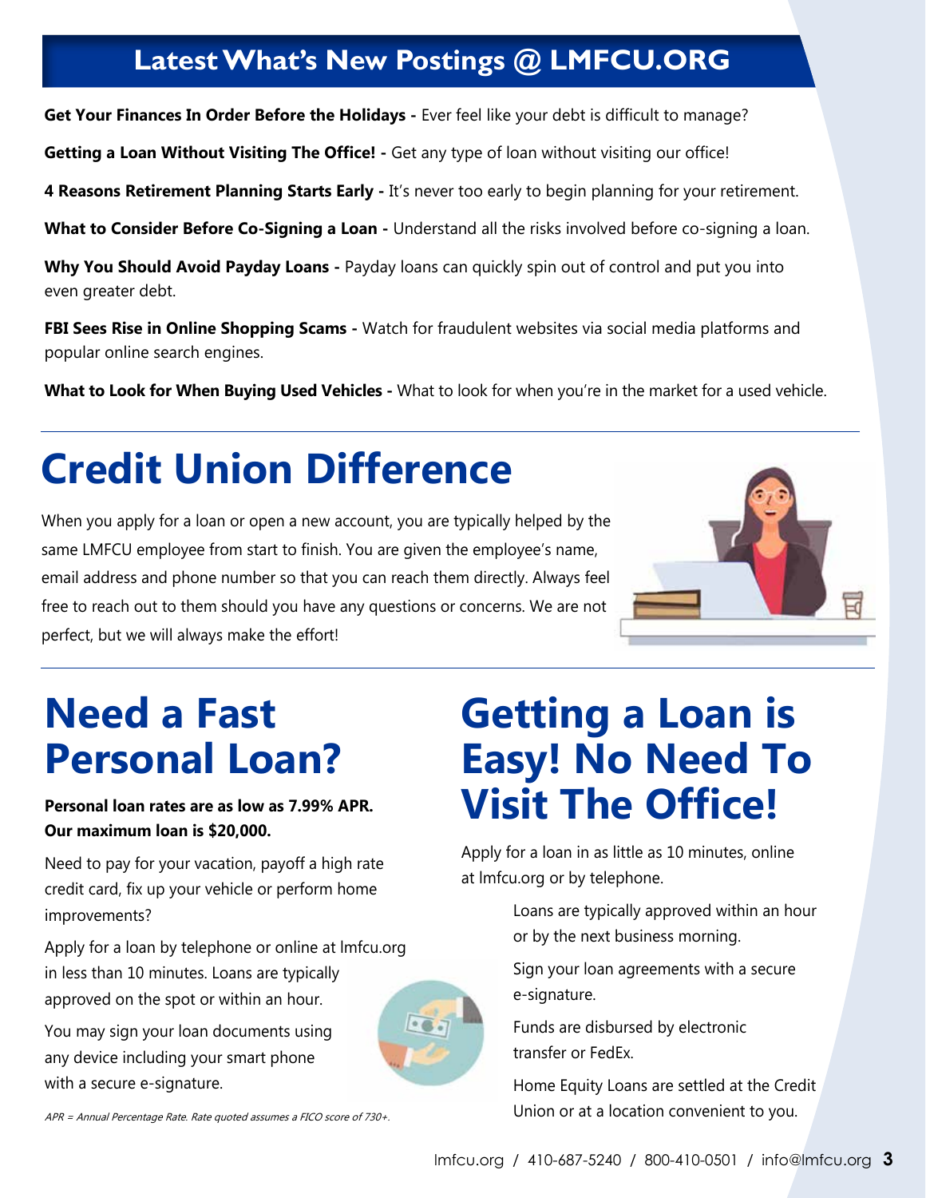## Latest What's New Postings @ LMFCU.ORG

**Get Your Finances In Order Before the Holidays -** Ever feel like your debt is difficult to manage?

**Getting a Loan Without Visiting The Office! -** Get any type of loan without visiting our office!

**4 Reasons Retirement Planning Starts Early -** It's never too early to begin planning for your retirement.

**What to Consider Before Co-Signing a Loan -** Understand all the risks involved before co-signing a loan.

**Why You Should Avoid Payday Loans -** Payday loans can quickly spin out of control and put you into even greater debt.

**FBI Sees Rise in Online Shopping Scams -** Watch for fraudulent websites via social media platforms and popular online search engines.

**What to Look for When Buying Used Vehicles -** What to look for when you're in the market for a used vehicle.

# Credit Union Difference

When you apply for a loan or open a new account, you are typically helped by the same LMFCU employee from start to finish. You are given the employee's name, email address and phone number so that you can reach them directly. Always feel free to reach out to them should you have any questions or concerns. We are not perfect, but we will always make the effort!

# Need a Fast Personal Loan?

**Personal loan rates are as low as 7.99% APR. Our maximum loan is $20,000.**

Need to pay for your vacation, payoff a high rate credit card, fix up your vehicle or perform home improvements?

Apply for a loan by telephone or online at lmfcu.org in less than 10 minutes. Loans are typically approved on the spot or within an hour.

You may sign your loan documents using any device including your smart phone with a secure e-signature.

*APR = Annual Percentage Rate. Rate quoted assumes a FICO score of 730+.*

# Getting a Loan is Easy! No Need To Visit The Office!

Apply for a loan in as little as 10 minutes, online at lmfcu.org or by telephone.

Loans are typically approved within an hour or by the next business morning.

Sign your loan agreements with a secure e-signature.

Funds are disbursed by electronic transfer or FedEx.

Home Equity Loans are settled at the Credit Union or at a location convenient to you.

lmfcu.org / 410-687-5240 / 800-410-0501 / info@lmfcu.org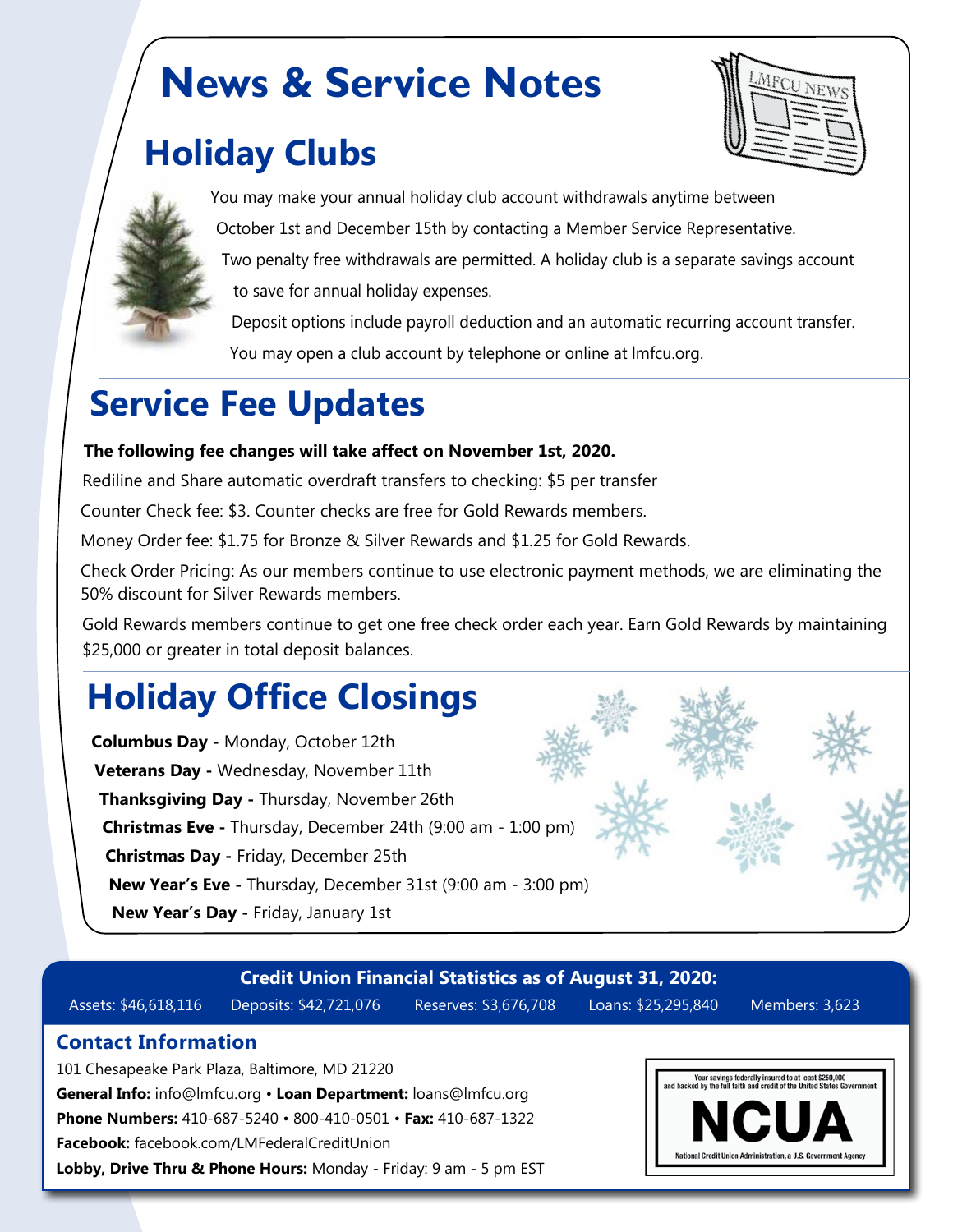# News & Service Notes

## Holiday Clubs

You may make your annual holiday club account withdrawals anytime between October 1st and December 15th by contacting a Member Service Representative. Two penalty free withdrawals are permitted. A holiday club is a separate savings account to save for annual holiday expenses.

Deposit options include payroll deduction and an automatic recurring account transfer. You may open a club account by telephone or online at lmfcu.org.

## Service Fee Updates

**The following fee changes will take affect on November 1st, 2020.**

Rediline and Share automatic overdraft transfers to checking: $5 per transfer

Counter Check fee: $3. Counter checks are free for Gold Rewards members.

Money Order fee: $1.75 for Bronze & Silver Rewards and $1.25 for Gold Rewards.

Check Order Pricing: As our members continue to use electronic payment methods, we are eliminating the 50% discount for Silver Rewards members.

Gold Rewards members continue to get one free check order each year. Earn Gold Rewards by maintaining $25,000 or greater in total deposit balances.

## Holiday Office Closings

**Columbus Day -** Monday, October 12th
**Veterans Day -** Wednesday, November 11th
**Thanksgiving Day -** Thursday, November 26th
**Christmas Eve -** Thursday, December 24th (9:00 am - 1:00 pm)
**Christmas Day -** Friday, December 25th
**New Year's Eve -** Thursday, December 31st (9:00 am - 3:00 pm)
**New Year's Day -** Friday, January 1st

**Credit Union Financial Statistics as of August 31, 2020:**

Assets: $46,618,116   Deposits: $42,721,076   Reserves: $3,676,708   Loans: $25,295,840   Members: 3,623

### Contact Information

101 Chesapeake Park Plaza, Baltimore, MD 21220
**General Info:** info@lmfcu.org • **Loan Department:** loans@lmfcu.org
**Phone Numbers:** 410-687-5240 • 800-410-0501 • **Fax:** 410-687-1322
**Facebook:** facebook.com/LMFederalCreditUnion
**Lobby, Drive Thru & Phone Hours:** Monday - Friday: 9 am - 5 pm EST

Your savings federally insured to at least $250,000 and backed by the full faith and credit of the United States Government

NCUA

National Credit Union Administration, a U.S. Government Agency